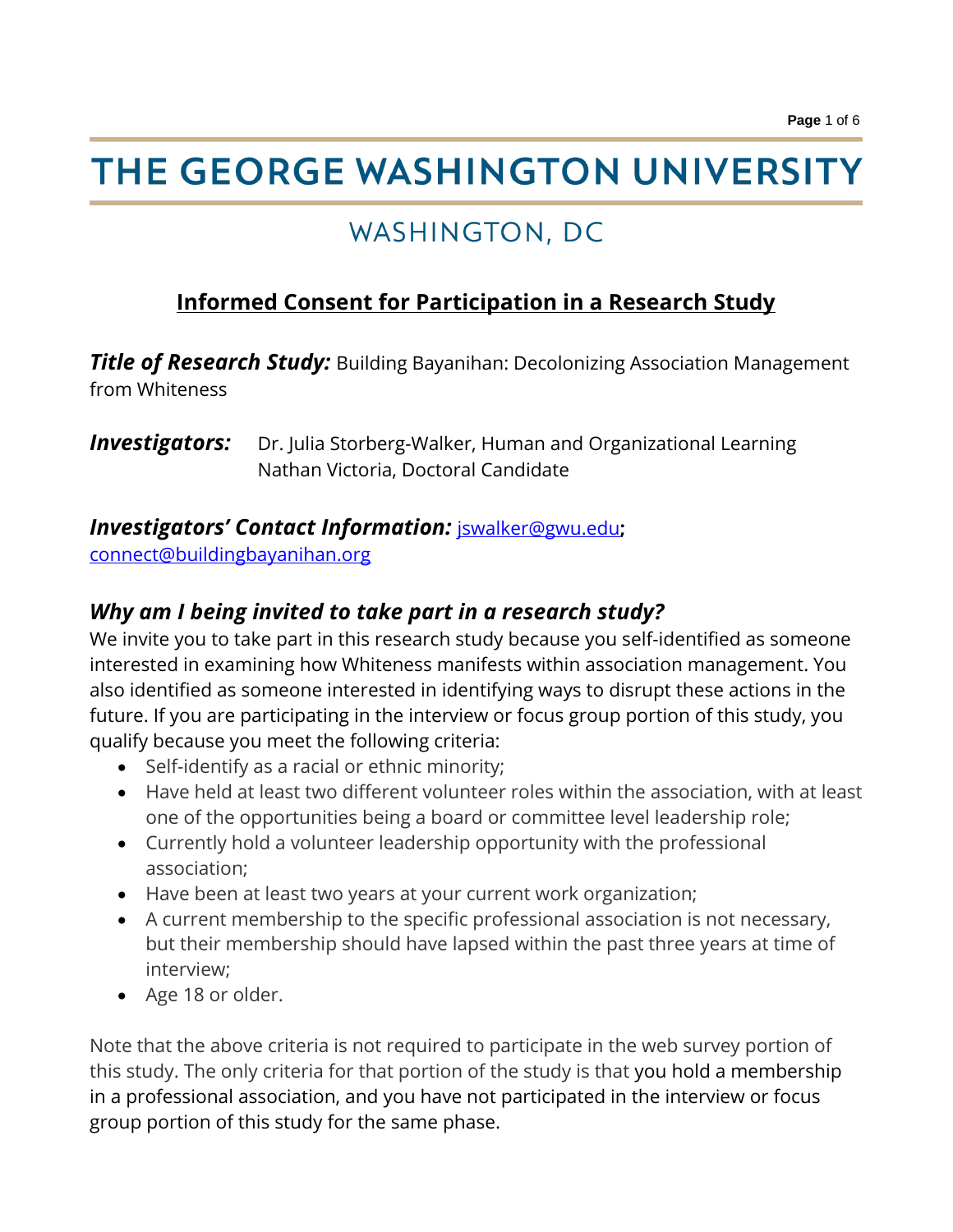# THE GEORGE WASHINGTON UNIVERSITY

## WASHINGTON, DC

### Informed Consent for Participation in a Research Study

***Title of Research Study:*** Building Bayanihan: Decolonizing Association Management from Whiteness

***Investigators:*** Dr. Julia Storberg-Walker, Human and Organizational Learning
Nathan Victoria, Doctoral Candidate

***Investigators' Contact Information:*** jswalker@gwu.edu; connect@buildingbayanihan.org

### *Why am I being invited to take part in a research study?*

We invite you to take part in this research study because you self-identified as someone interested in examining how Whiteness manifests within association management. You also identified as someone interested in identifying ways to disrupt these actions in the future. If you are participating in the interview or focus group portion of this study, you qualify because you meet the following criteria:

- Self-identify as a racial or ethnic minority;
- Have held at least two different volunteer roles within the association, with at least one of the opportunities being a board or committee level leadership role;
- Currently hold a volunteer leadership opportunity with the professional association;
- Have been at least two years at your current work organization;
- A current membership to the specific professional association is not necessary, but their membership should have lapsed within the past three years at time of interview;
- Age 18 or older.

Note that the above criteria is not required to participate in the web survey portion of this study. The only criteria for that portion of the study is that you hold a membership in a professional association, and you have not participated in the interview or focus group portion of this study for the same phase.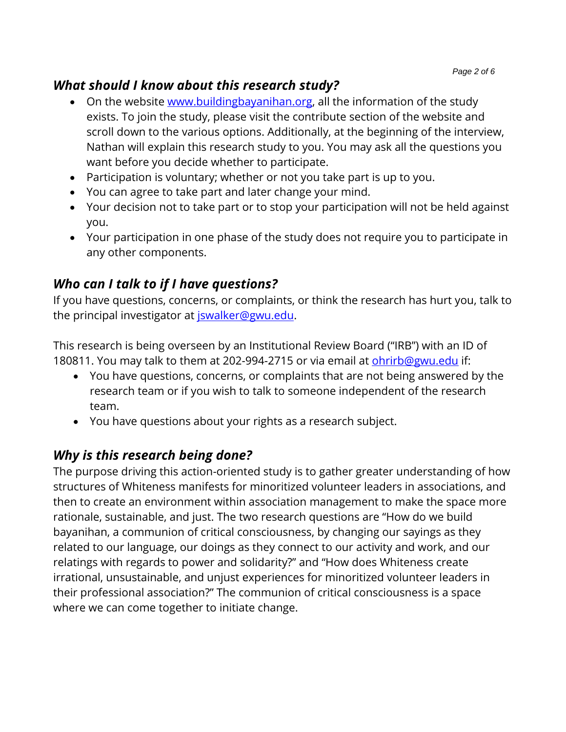## *What should I know about this research study?*

- On the website [www.buildingbayanihan.org](http://www.buildingbayanihan.org), all the information of the study exists. To join the study, please visit the contribute section of the website and scroll down to the various options. Additionally, at the beginning of the interview, Nathan will explain this research study to you. You may ask all the questions you want before you decide whether to participate.
- Participation is voluntary; whether or not you take part is up to you.
- You can agree to take part and later change your mind.
- Your decision not to take part or to stop your participation will not be held against you.
- Your participation in one phase of the study does not require you to participate in any other components.

## *Who can I talk to if I have questions?*

If you have questions, concerns, or complaints, or think the research has hurt you, talk to the principal investigator at [jswalker@gwu.edu](mailto:jswalker@gwu.edu).

This research is being overseen by an Institutional Review Board ("IRB") with an ID of 180811. You may talk to them at 202-994-2715 or via email at [ohrirb@gwu.edu](mailto:ohrirb@gwu.edu) if:

- You have questions, concerns, or complaints that are not being answered by the research team or if you wish to talk to someone independent of the research team.
- You have questions about your rights as a research subject.

## *Why is this research being done?*

The purpose driving this action-oriented study is to gather greater understanding of how structures of Whiteness manifests for minoritized volunteer leaders in associations, and then to create an environment within association management to make the space more rationale, sustainable, and just. The two research questions are "How do we build bayanihan, a communion of critical consciousness, by changing our sayings as they related to our language, our doings as they connect to our activity and work, and our relatings with regards to power and solidarity?" and "How does Whiteness create irrational, unsustainable, and unjust experiences for minoritized volunteer leaders in their professional association?" The communion of critical consciousness is a space where we can come together to initiate change.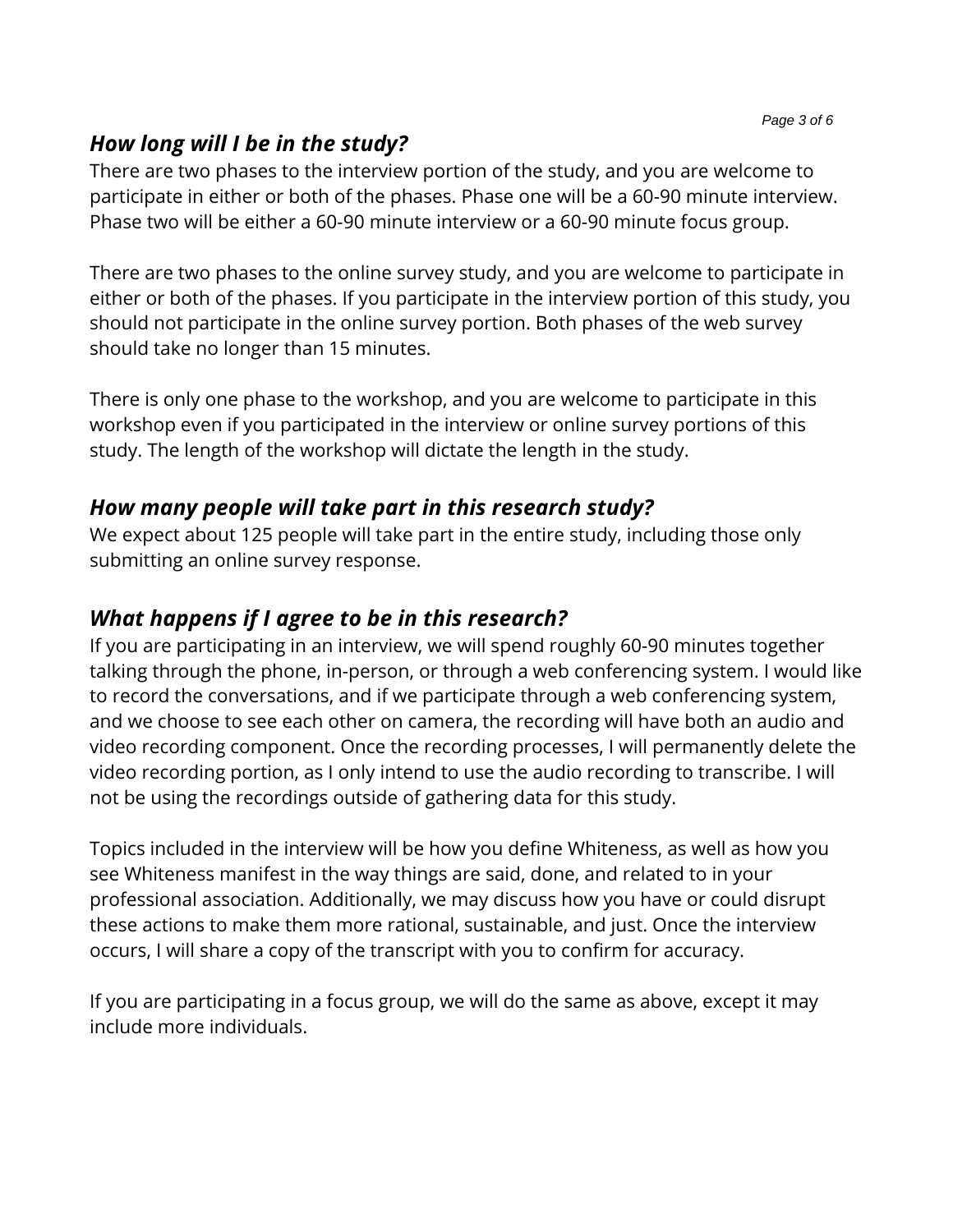### *How long will I be in the study?*

There are two phases to the interview portion of the study, and you are welcome to participate in either or both of the phases. Phase one will be a 60-90 minute interview. Phase two will be either a 60-90 minute interview or a 60-90 minute focus group.

There are two phases to the online survey study, and you are welcome to participate in either or both of the phases. If you participate in the interview portion of this study, you should not participate in the online survey portion. Both phases of the web survey should take no longer than 15 minutes.

There is only one phase to the workshop, and you are welcome to participate in this workshop even if you participated in the interview or online survey portions of this study. The length of the workshop will dictate the length in the study.

### *How many people will take part in this research study?*

We expect about 125 people will take part in the entire study, including those only submitting an online survey response.

### *What happens if I agree to be in this research?*

If you are participating in an interview, we will spend roughly 60-90 minutes together talking through the phone, in-person, or through a web conferencing system. I would like to record the conversations, and if we participate through a web conferencing system, and we choose to see each other on camera, the recording will have both an audio and video recording component. Once the recording processes, I will permanently delete the video recording portion, as I only intend to use the audio recording to transcribe. I will not be using the recordings outside of gathering data for this study.

Topics included in the interview will be how you define Whiteness, as well as how you see Whiteness manifest in the way things are said, done, and related to in your professional association. Additionally, we may discuss how you have or could disrupt these actions to make them more rational, sustainable, and just. Once the interview occurs, I will share a copy of the transcript with you to confirm for accuracy.

If you are participating in a focus group, we will do the same as above, except it may include more individuals.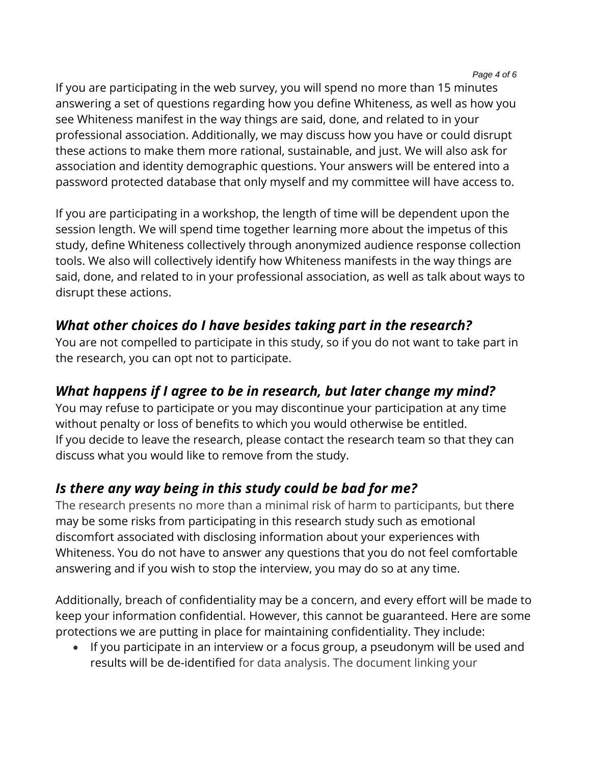If you are participating in the web survey, you will spend no more than 15 minutes answering a set of questions regarding how you define Whiteness, as well as how you see Whiteness manifest in the way things are said, done, and related to in your professional association. Additionally, we may discuss how you have or could disrupt these actions to make them more rational, sustainable, and just. We will also ask for association and identity demographic questions. Your answers will be entered into a password protected database that only myself and my committee will have access to.

If you are participating in a workshop, the length of time will be dependent upon the session length. We will spend time together learning more about the impetus of this study, define Whiteness collectively through anonymized audience response collection tools. We also will collectively identify how Whiteness manifests in the way things are said, done, and related to in your professional association, as well as talk about ways to disrupt these actions.

## *What other choices do I have besides taking part in the research?*

You are not compelled to participate in this study, so if you do not want to take part in the research, you can opt not to participate.

## *What happens if I agree to be in research, but later change my mind?*

You may refuse to participate or you may discontinue your participation at any time without penalty or loss of benefits to which you would otherwise be entitled.
If you decide to leave the research, please contact the research team so that they can discuss what you would like to remove from the study.

## *Is there any way being in this study could be bad for me?*

The research presents no more than a minimal risk of harm to participants, but there may be some risks from participating in this research study such as emotional discomfort associated with disclosing information about your experiences with Whiteness. You do not have to answer any questions that you do not feel comfortable answering and if you wish to stop the interview, you may do so at any time.

Additionally, breach of confidentiality may be a concern, and every effort will be made to keep your information confidential. However, this cannot be guaranteed. Here are some protections we are putting in place for maintaining confidentiality. They include:

- If you participate in an interview or a focus group, a pseudonym will be used and results will be de-identified for data analysis. The document linking your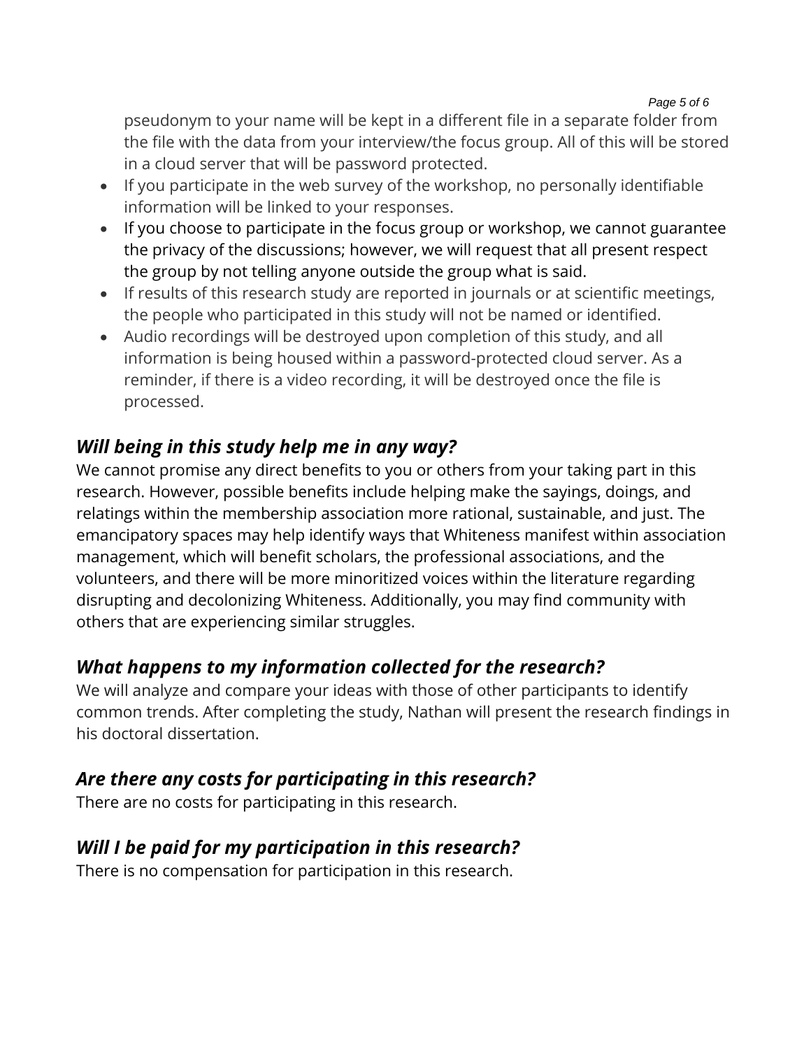pseudonym to your name will be kept in a different file in a separate folder from the file with the data from your interview/the focus group. All of this will be stored in a cloud server that will be password protected.

- If you participate in the web survey of the workshop, no personally identifiable information will be linked to your responses.
- If you choose to participate in the focus group or workshop, we cannot guarantee the privacy of the discussions; however, we will request that all present respect the group by not telling anyone outside the group what is said.
- If results of this research study are reported in journals or at scientific meetings, the people who participated in this study will not be named or identified.
- Audio recordings will be destroyed upon completion of this study, and all information is being housed within a password-protected cloud server. As a reminder, if there is a video recording, it will be destroyed once the file is processed.

## *Will being in this study help me in any way?*

We cannot promise any direct benefits to you or others from your taking part in this research. However, possible benefits include helping make the sayings, doings, and relatings within the membership association more rational, sustainable, and just. The emancipatory spaces may help identify ways that Whiteness manifest within association management, which will benefit scholars, the professional associations, and the volunteers, and there will be more minoritized voices within the literature regarding disrupting and decolonizing Whiteness. Additionally, you may find community with others that are experiencing similar struggles.

## *What happens to my information collected for the research?*

We will analyze and compare your ideas with those of other participants to identify common trends. After completing the study, Nathan will present the research findings in his doctoral dissertation.

## *Are there any costs for participating in this research?*

There are no costs for participating in this research.

## *Will I be paid for my participation in this research?*

There is no compensation for participation in this research.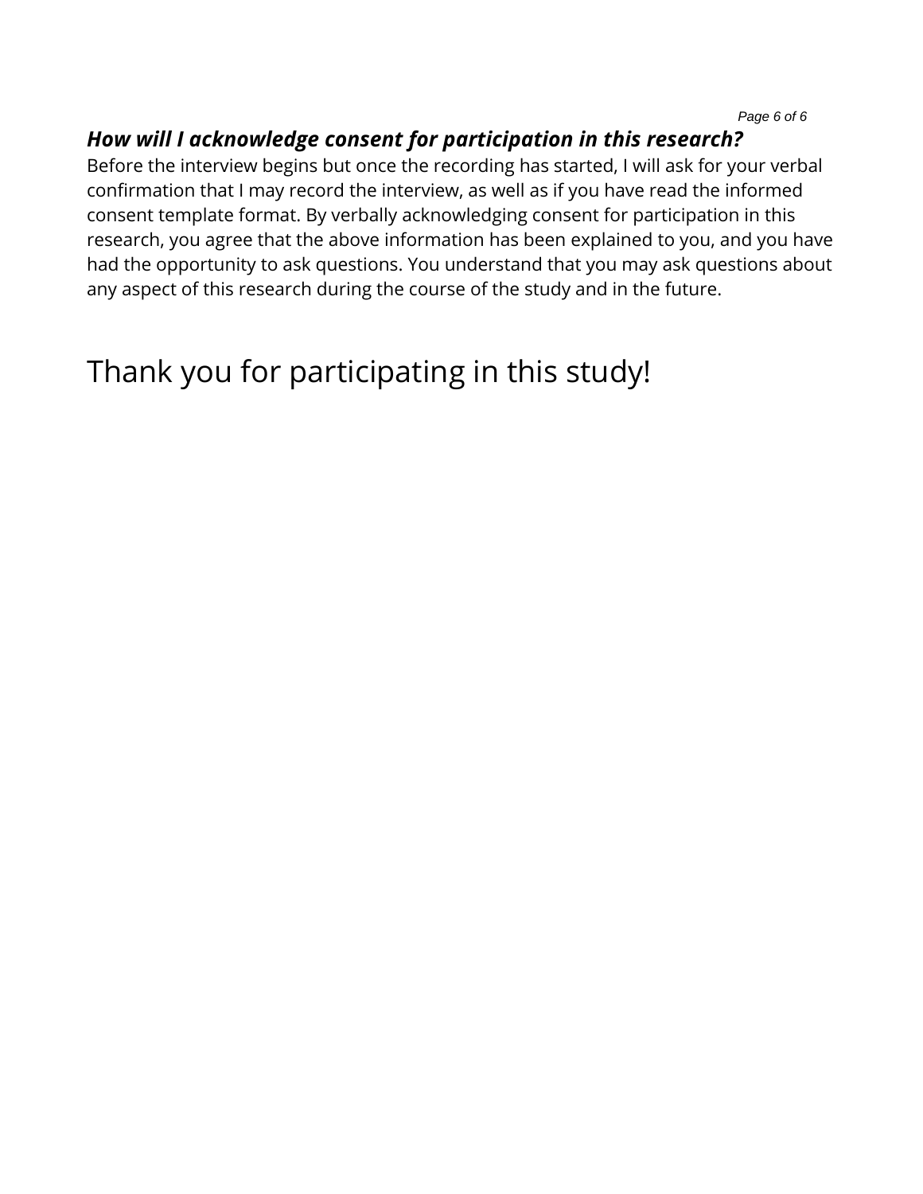### ***How will I acknowledge consent for participation in this research?***

Before the interview begins but once the recording has started, I will ask for your verbal confirmation that I may record the interview, as well as if you have read the informed consent template format. By verbally acknowledging consent for participation in this research, you agree that the above information has been explained to you, and you have had the opportunity to ask questions. You understand that you may ask questions about any aspect of this research during the course of the study and in the future.

## Thank you for participating in this study!